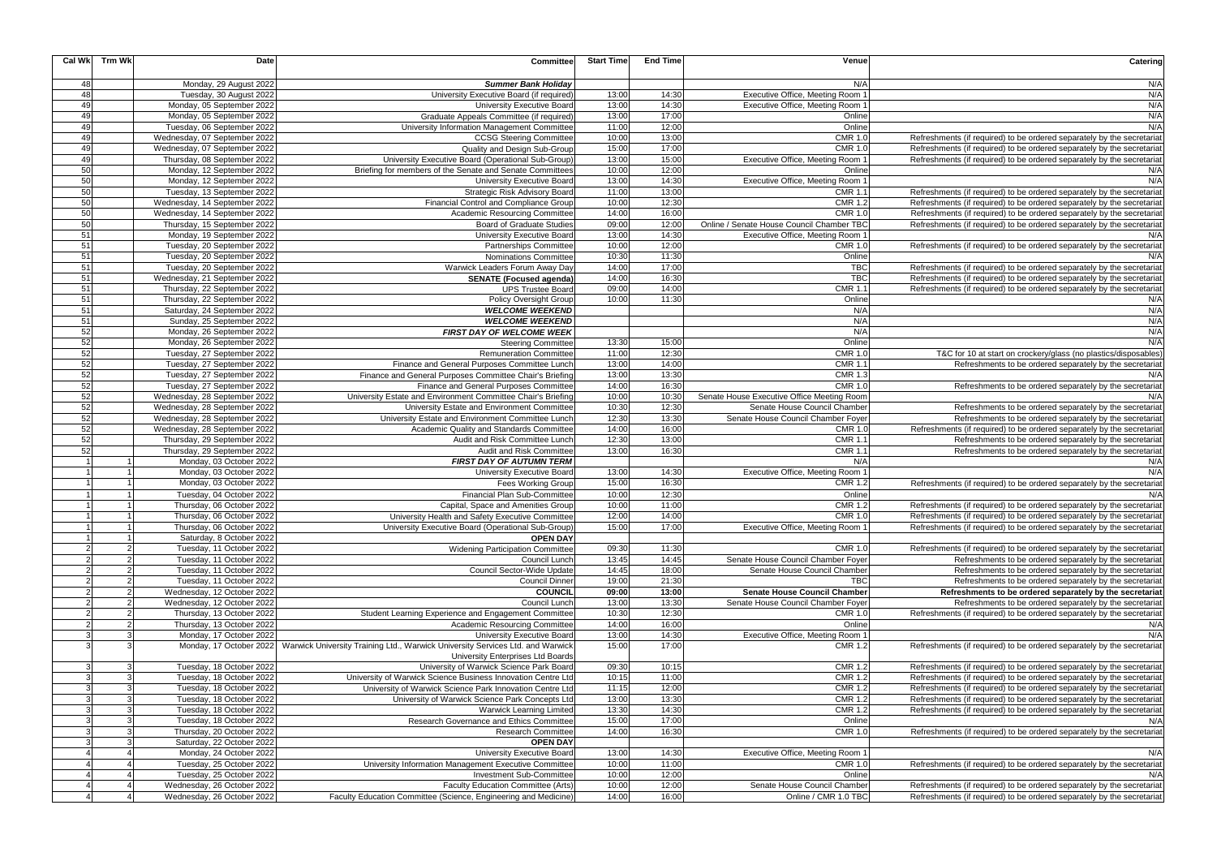| Cal Wk | Trm Wk | Date | Committee | Start Time | End Time | Venue | Catering |
|---|---|---|---|---|---|---|---|
| 48 | | Monday, 29 August 2022 | ***Summer Bank Holiday*** | | | N/A | N/A |
| 48 | | Tuesday, 30 August 2022 | University Executive Board (if required) | 13:00 | 14:30 | Executive Office, Meeting Room 1 | N/A |
| 49 | | Monday, 05 September 2022 | University Executive Board | 13:00 | 14:30 | Executive Office, Meeting Room 1 | N/A |
| 49 | | Monday, 05 September 2022 | Graduate Appeals Committee (if required) | 13:00 | 17:00 | Online | N/A |
| 49 | | Tuesday, 06 September 2022 | University Information Management Committee | 11:00 | 12:00 | Online | N/A |
| 49 | | Wednesday, 07 September 2022 | CCSG Steering Committee | 10:00 | 13:00 | CMR 1.0 | Refreshments (if required) to be ordered separately by the secretariat |
| 49 | | Wednesday, 07 September 2022 | Quality and Design Sub-Group | 15:00 | 17:00 | CMR 1.0 | Refreshments (if required) to be ordered separately by the secretariat |
| 49 | | Thursday, 08 September 2022 | University Executive Board (Operational Sub-Group) | 13:00 | 15:00 | Executive Office, Meeting Room 1 | Refreshments (if required) to be ordered separately by the secretariat |
| 50 | | Monday, 12 September 2022 | Briefing for members of the Senate and Senate Committees | 10:00 | 12:00 | Online | N/A |
| 50 | | Monday, 12 September 2022 | University Executive Board | 13:00 | 14:30 | Executive Office, Meeting Room 1 | N/A |
| 50 | | Tuesday, 13 September 2022 | Strategic Risk Advisory Board | 11:00 | 13:00 | CMR 1.1 | Refreshments (if required) to be ordered separately by the secretariat |
| 50 | | Wednesday, 14 September 2022 | Financial Control and Compliance Group | 10:00 | 12:30 | CMR 1.2 | Refreshments (if required) to be ordered separately by the secretariat |
| 50 | | Wednesday, 14 September 2022 | Academic Resourcing Committee | 14:00 | 16:00 | CMR 1.0 | Refreshments (if required) to be ordered separately by the secretariat |
| 50 | | Thursday, 15 September 2022 | Board of Graduate Studies | 09:00 | 12:00 | Online / Senate House Council Chamber TBC | Refreshments (if required) to be ordered separately by the secretariat |
| 51 | | Monday, 19 September 2022 | University Executive Board | 13:00 | 14:30 | Executive Office, Meeting Room 1 | N/A |
| 51 | | Tuesday, 20 September 2022 | Partnerships Committee | 10:00 | 12:00 | CMR 1.0 | Refreshments (if required) to be ordered separately by the secretariat |
| 51 | | Tuesday, 20 September 2022 | Nominations Committee | 10:30 | 11:30 | Online | N/A |
| 51 | | Tuesday, 20 September 2022 | Warwick Leaders Forum Away Day | 14:00 | 17:00 | TBC | Refreshments (if required) to be ordered separately by the secretariat |
| 51 | | Wednesday, 21 September 2022 | **SENATE (Focused agenda)** | 14:00 | 16:30 | TBC | Refreshments (if required) to be ordered separately by the secretariat |
| 51 | | Thursday, 22 September 2022 | UPS Trustee Board | 09:00 | 14:00 | CMR 1.1 | Refreshments (if required) to be ordered separately by the secretariat |
| 51 | | Thursday, 22 September 2022 | Policy Oversight Group | 10:00 | 11:30 | Online | N/A |
| 51 | | Saturday, 24 September 2022 | ***WELCOME WEEKEND*** | | | N/A | N/A |
| 51 | | Sunday, 25 September 2022 | ***WELCOME WEEKEND*** | | | N/A | N/A |
| 52 | | Monday, 26 September 2022 | ***FIRST DAY OF WELCOME WEEK*** | | | N/A | N/A |
| 52 | | Monday, 26 September 2022 | Steering Committee | 13:30 | 15:00 | Online | N/A |
| 52 | | Tuesday, 27 September 2022 | Remuneration Committee | 11:00 | 12:30 | CMR 1.0 | T&C for 10 at start on crockery/glass (no plastics/disposables) |
| 52 | | Tuesday, 27 September 2022 | Finance and General Purposes Committee Lunch | 13:00 | 14:00 | CMR 1.1 | Refreshments to be ordered separately by the secretariat |
| 52 | | Tuesday, 27 September 2022 | Finance and General Purposes Committee Chair's Briefing | 13:00 | 13:30 | CMR 1.3 | N/A |
| 52 | | Tuesday, 27 September 2022 | Finance and General Purposes Committee | 14:00 | 16:30 | CMR 1.0 | Refreshments to be ordered separately by the secretariat |
| 52 | | Wednesday, 28 September 2022 | University Estate and Environment Committee Chair's Briefing | 10:00 | 10:30 | Senate House Executive Office Meeting Room | N/A |
| 52 | | Wednesday, 28 September 2022 | University Estate and Environment Committee | 10:30 | 12:30 | Senate House Council Chamber | Refreshments to be ordered separately by the secretariat |
| 52 | | Wednesday, 28 September 2022 | University Estate and Environment Committee Lunch | 12:30 | 13:30 | Senate House Council Chamber Foyer | Refreshments to be ordered separately by the secretariat |
| 52 | | Wednesday, 28 September 2022 | Academic Quality and Standards Committee | 14:00 | 16:00 | CMR 1.0 | Refreshments (if required) to be ordered separately by the secretariat |
| 52 | | Thursday, 29 September 2022 | Audit and Risk Committee Lunch | 12:30 | 13:00 | CMR 1.1 | Refreshments to be ordered separately by the secretariat |
| 52 | | Thursday, 29 September 2022 | Audit and Risk Committee | 13:00 | 16:30 | CMR 1.1 | Refreshments to be ordered separately by the secretariat |
| 1 | 1 | Monday, 03 October 2022 | ***FIRST DAY OF AUTUMN TERM*** | | | N/A | N/A |
| 1 | 1 | Monday, 03 October 2022 | University Executive Board | 13:00 | 14:30 | Executive Office, Meeting Room 1 | N/A |
| 1 | 1 | Monday, 03 October 2022 | Fees Working Group | 15:00 | 16:30 | CMR 1.2 | Refreshments (if required) to be ordered separately by the secretariat |
| 1 | 1 | Tuesday, 04 October 2022 | Financial Plan Sub-Committee | 10:00 | 12:30 | Online | N/A |
| 1 | 1 | Thursday, 06 October 2022 | Capital, Space and Amenities Group | 10:00 | 11:00 | CMR 1.2 | Refreshments (if required) to be ordered separately by the secretariat |
| 1 | 1 | Thursday, 06 October 2022 | University Health and Safety Executive Committee | 12:00 | 14:00 | CMR 1.0 | Refreshments (if required) to be ordered separately by the secretariat |
| 1 | 1 | Thursday, 06 October 2022 | University Executive Board (Operational Sub-Group) | 15:00 | 17:00 | Executive Office, Meeting Room 1 | Refreshments (if required) to be ordered separately by the secretariat |
| 1 | 1 | Saturday, 8 October 2022 | **OPEN DAY** | | | | |
| 2 | 2 | Tuesday, 11 October 2022 | Widening Participation Committee | 09:30 | 11:30 | CMR 1.0 | Refreshments (if required) to be ordered separately by the secretariat |
| 2 | 2 | Tuesday, 11 October 2022 | Council Lunch | 13:45 | 14:45 | Senate House Council Chamber Foyer | Refreshments to be ordered separately by the secretariat |
| 2 | 2 | Tuesday, 11 October 2022 | Council Sector-Wide Update | 14:45 | 18:00 | Senate House Council Chamber | Refreshments to be ordered separately by the secretariat |
| 2 | 2 | Tuesday, 11 October 2022 | Council Dinner | 19:00 | 21:30 | TBC | Refreshments to be ordered separately by the secretariat |
| 2 | 2 | Wednesday, 12 October 2022 | **COUNCIL** | **09:00** | **13:00** | **Senate House Council Chamber** | **Refreshments to be ordered separately by the secretariat** |
| 2 | 2 | Wednesday, 12 October 2022 | Council Lunch | 13:00 | 13:30 | Senate House Council Chamber Foyer | Refreshments to be ordered separately by the secretariat |
| 2 | 2 | Thursday, 13 October 2022 | Student Learning Experience and Engagement Committee | 10:30 | 12:30 | CMR 1.0 | Refreshments (if required) to be ordered separately by the secretariat |
| 2 | 2 | Thursday, 13 October 2022 | Academic Resourcing Committee | 14:00 | 16:00 | Online | N/A |
| 3 | 3 | Monday, 17 October 2022 | University Executive Board | 13:00 | 14:30 | Executive Office, Meeting Room 1 | N/A |
| 3 | 3 | Monday, 17 October 2022 | Warwick University Training Ltd., Warwick University Services Ltd. and Warwick University Enterprises Ltd Boards | 15:00 | 17:00 | CMR 1.2 | Refreshments (if required) to be ordered separately by the secretariat |
| 3 | 3 | Tuesday, 18 October 2022 | University of Warwick Science Park Board | 09:30 | 10:15 | CMR 1.2 | Refreshments (if required) to be ordered separately by the secretariat |
| 3 | 3 | Tuesday, 18 October 2022 | University of Warwick Science Business Innovation Centre Ltd | 10:15 | 11:00 | CMR 1.2 | Refreshments (if required) to be ordered separately by the secretariat |
| 3 | 3 | Tuesday, 18 October 2022 | University of Warwick Science Park Innovation Centre Ltd | 11:15 | 12:00 | CMR 1.2 | Refreshments (if required) to be ordered separately by the secretariat |
| 3 | 3 | Tuesday, 18 October 2022 | University of Warwick Science Park Concepts Ltd | 13:00 | 13:30 | CMR 1.2 | Refreshments (if required) to be ordered separately by the secretariat |
| 3 | 3 | Tuesday, 18 October 2022 | Warwick Learning Limited | 13:30 | 14:30 | CMR 1.2 | Refreshments (if required) to be ordered separately by the secretariat |
| 3 | 3 | Tuesday, 18 October 2022 | Research Governance and Ethics Committee | 15:00 | 17:00 | Online | N/A |
| 3 | 3 | Thursday, 20 October 2022 | Research Committee | 14:00 | 16:30 | CMR 1.0 | Refreshments (if required) to be ordered separately by the secretariat |
| 3 | 3 | Saturday, 22 October 2022 | **OPEN DAY** | | | | |
| 4 | 4 | Monday, 24 October 2022 | University Executive Board | 13:00 | 14:30 | Executive Office, Meeting Room 1 | N/A |
| 4 | 4 | Tuesday, 25 October 2022 | University Information Management Executive Committee | 10:00 | 11:00 | CMR 1.0 | Refreshments (if required) to be ordered separately by the secretariat |
| 4 | 4 | Tuesday, 25 October 2022 | Investment Sub-Committee | 10:00 | 12:00 | Online | N/A |
| 4 | 4 | Wednesday, 26 October 2022 | Faculty Education Committee (Arts) | 10:00 | 12:00 | Senate House Council Chamber | Refreshments (if required) to be ordered separately by the secretariat |
| 4 | 4 | Wednesday, 26 October 2022 | Faculty Education Committee (Science, Engineering and Medicine) | 14:00 | 16:00 | Online / CMR 1.0 TBC | Refreshments (if required) to be ordered separately by the secretariat |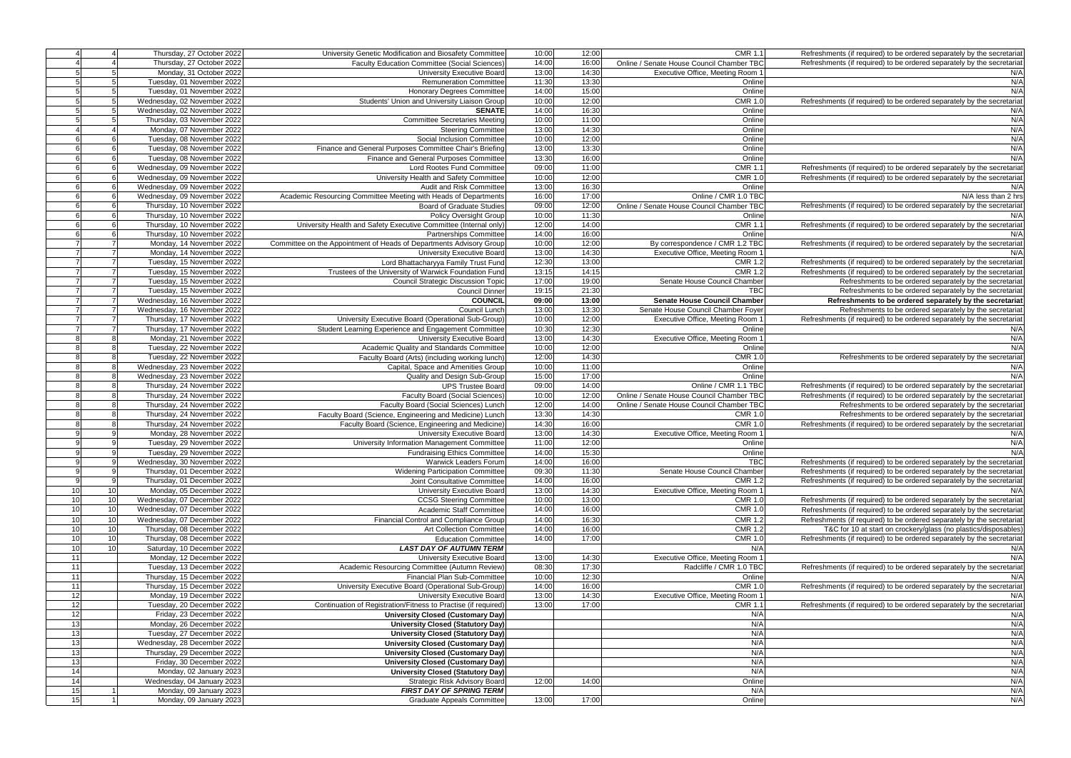| | | | | | | | |
|---|---|---|---|---|---|---|---|
| 4 | 4 | Thursday, 27 October 2022 | University Genetic Modification and Biosafety Committee | 10:00 | 12:00 | CMR 1.1 | Refreshments (if required) to be ordered separately by the secretariat |
| 4 | 4 | Thursday, 27 October 2022 | Faculty Education Committee (Social Sciences) | 14:00 | 16:00 | Online / Senate House Council Chamber TBC | Refreshments (if required) to be ordered separately by the secretariat |
| 5 | 5 | Monday, 31 October 2022 | University Executive Board | 13:00 | 14:30 | Executive Office, Meeting Room 1 | N/A |
| 5 | 5 | Tuesday, 01 November 2022 | Remuneration Committee | 11:30 | 13:30 | Online | N/A |
| 5 | 5 | Tuesday, 01 November 2022 | Honorary Degrees Committee | 14:00 | 15:00 | Online | N/A |
| 5 | 5 | Wednesday, 02 November 2022 | Students' Union and University Liaison Group | 10:00 | 12:00 | CMR 1.0 | Refreshments (if required) to be ordered separately by the secretariat |
| 5 | 5 | Wednesday, 02 November 2022 | **SENATE** | 14:00 | 16:30 | Online | N/A |
| 5 | 5 | Thursday, 03 November 2022 | Committee Secretaries Meeting | 10:00 | 11:00 | Online | N/A |
| 4 | 4 | Monday, 07 November 2022 | Steering Committee | 13:00 | 14:30 | Online | N/A |
| 6 | 6 | Tuesday, 08 November 2022 | Social Inclusion Committee | 10:00 | 12:00 | Online | N/A |
| 6 | 6 | Tuesday, 08 November 2022 | Finance and General Purposes Committee Chair's Briefing | 13:00 | 13:30 | Online | N/A |
| 6 | 6 | Tuesday, 08 November 2022 | Finance and General Purposes Committee | 13:30 | 16:00 | Online | N/A |
| 6 | 6 | Wednesday, 09 November 2022 | Lord Rootes Fund Committee | 09:00 | 11:00 | CMR 1.1 | Refreshments (if required) to be ordered separately by the secretariat |
| 6 | 6 | Wednesday, 09 November 2022 | University Health and Safety Committee | 10:00 | 12:00 | CMR 1.0 | Refreshments (if required) to be ordered separately by the secretariat |
| 6 | 6 | Wednesday, 09 November 2022 | Audit and Risk Committee | 13:00 | 16:30 | Online | N/A |
| 6 | 6 | Wednesday, 09 November 2022 | Academic Resourcing Committee Meeting with Heads of Departments | 16:00 | 17:00 | Online / CMR 1.0 TBC | N/A less than 2 hrs |
| 6 | 6 | Thursday, 10 November 2022 | Board of Graduate Studies | 09:00 | 12:00 | Online / Senate House Council Chamber TBC | Refreshments (if required) to be ordered separately by the secretariat |
| 6 | 6 | Thursday, 10 November 2022 | Policy Oversight Group | 10:00 | 11:30 | Online | N/A |
| 6 | 6 | Thursday, 10 November 2022 | University Health and Safety Executive Committee (Internal only) | 12:00 | 14:00 | CMR 1.1 | Refreshments (if required) to be ordered separately by the secretariat |
| 6 | 6 | Thursday, 10 November 2022 | Partnerships Committee | 14:00 | 16:00 | Online | N/A |
| 7 | 7 | Monday, 14 November 2022 | Committee on the Appointment of Heads of Departments Advisory Group | 10:00 | 12:00 | By correspondence / CMR 1.2 TBC | Refreshments (if required) to be ordered separately by the secretariat |
| 7 | 7 | Monday, 14 November 2022 | University Executive Board | 13:00 | 14:30 | Executive Office, Meeting Room 1 | N/A |
| 7 | 7 | Tuesday, 15 November 2022 | Lord Bhattacharyya Family Trust Fund | 12:30 | 13:00 | CMR 1.2 | Refreshments (if required) to be ordered separately by the secretariat |
| 7 | 7 | Tuesday, 15 November 2022 | Trustees of the University of Warwick Foundation Fund | 13:15 | 14:15 | CMR 1.2 | Refreshments (if required) to be ordered separately by the secretariat |
| 7 | 7 | Tuesday, 15 November 2022 | Council Strategic Discussion Topic | 17:00 | 19:00 | Senate House Council Chamber | Refreshments to be ordered separately by the secretariat |
| 7 | 7 | Tuesday, 15 November 2022 | Council Dinner | 19:15 | 21:30 | TBC | Refreshments to be ordered separately by the secretariat |
| 7 | 7 | Wednesday, 16 November 2022 | **COUNCIL** | **09:00** | **13:00** | **Senate House Council Chamber** | **Refreshments to be ordered separately by the secretariat** |
| 7 | 7 | Wednesday, 16 November 2022 | Council Lunch | 13:00 | 13:30 | Senate House Council Chamber Foyer | Refreshments to be ordered separately by the secretariat |
| 7 | 7 | Thursday, 17 November 2022 | University Executive Board (Operational Sub-Group) | 10:00 | 12:00 | Executive Office, Meeting Room 1 | Refreshments (if required) to be ordered separately by the secretariat |
| 7 | 7 | Thursday, 17 November 2022 | Student Learning Experience and Engagement Committee | 10:30 | 12:30 | Online | N/A |
| 8 | 8 | Monday, 21 November 2022 | University Executive Board | 13:00 | 14:30 | Executive Office, Meeting Room 1 | N/A |
| 8 | 8 | Tuesday, 22 November 2022 | Academic Quality and Standards Committee | 10:00 | 12:00 | Online | N/A |
| 8 | 8 | Tuesday, 22 November 2022 | Faculty Board (Arts) (including working lunch) | 12:00 | 14:30 | CMR 1.0 | Refreshments to be ordered separately by the secretariat |
| 8 | 8 | Wednesday, 23 November 2022 | Capital, Space and Amenities Group | 10:00 | 11:00 | Online | N/A |
| 8 | 8 | Wednesday, 23 November 2022 | Quality and Design Sub-Group | 15:00 | 17:00 | Online | N/A |
| 8 | 8 | Thursday, 24 November 2022 | UPS Trustee Board | 09:00 | 14:00 | Online / CMR 1.1 TBC | Refreshments (if required) to be ordered separately by the secretariat |
| 8 | 8 | Thursday, 24 November 2022 | Faculty Board (Social Sciences) | 10:00 | 12:00 | Online / Senate House Council Chamber TBC | Refreshments (if required) to be ordered separately by the secretariat |
| 8 | 8 | Thursday, 24 November 2022 | Faculty Board (Social Sciences) Lunch | 12:00 | 14:00 | Online / Senate House Council Chamber TBC | Refreshments to be ordered separately by the secretariat |
| 8 | 8 | Thursday, 24 November 2022 | Faculty Board (Science, Engineering and Medicine) Lunch | 13:30 | 14:30 | CMR 1.0 | Refreshments to be ordered separately by the secretariat |
| 8 | 8 | Thursday, 24 November 2022 | Faculty Board (Science, Engineering and Medicine) | 14:30 | 16:00 | CMR 1.0 | Refreshments (if required) to be ordered separately by the secretariat |
| 9 | 9 | Monday, 28 November 2022 | University Executive Board | 13:00 | 14:30 | Executive Office, Meeting Room 1 | N/A |
| 9 | 9 | Tuesday, 29 November 2022 | University Information Management Committee | 11:00 | 12:00 | Online | N/A |
| 9 | 9 | Tuesday, 29 November 2022 | Fundraising Ethics Committee | 14:00 | 15:30 | Online | N/A |
| 9 | 9 | Wednesday, 30 November 2022 | Warwick Leaders Forum | 14:00 | 16:00 | TBC | Refreshments (if required) to be ordered separately by the secretariat |
| 9 | 9 | Thursday, 01 December 2022 | Widening Participation Committee | 09:30 | 11:30 | Senate House Council Chamber | Refreshments (if required) to be ordered separately by the secretariat |
| 9 | 9 | Thursday, 01 December 2022 | Joint Consultative Committee | 14:00 | 16:00 | CMR 1.2 | Refreshments (if required) to be ordered separately by the secretariat |
| 10 | 10 | Monday, 05 December 2022 | University Executive Board | 13:00 | 14:30 | Executive Office, Meeting Room 1 | N/A |
| 10 | 10 | Wednesday, 07 December 2022 | CCSG Steering Committee | 10:00 | 13:00 | CMR 1.0 | Refreshments (if required) to be ordered separately by the secretariat |
| 10 | 10 | Wednesday, 07 December 2022 | Academic Staff Committee | 14:00 | 16:00 | CMR 1.0 | Refreshments (if required) to be ordered separately by the secretariat |
| 10 | 10 | Wednesday, 07 December 2022 | Financial Control and Compliance Group | 14:00 | 16:30 | CMR 1.2 | Refreshments (if required) to be ordered separately by the secretariat |
| 10 | 10 | Thursday, 08 December 2022 | Art Collection Committee | 14:00 | 16:00 | CMR 1.2 | T&C for 10 at start on crockery/glass (no plastics/disposables) |
| 10 | 10 | Thursday, 08 December 2022 | Education Committee | 14:00 | 17:00 | CMR 1.0 | Refreshments (if required) to be ordered separately by the secretariat |
| 10 | 10 | Saturday, 10 December 2022 | ***LAST DAY OF AUTUMN TERM*** | | | N/A | N/A |
| 11 | | Monday, 12 December 2022 | University Executive Board | 13:00 | 14:30 | Executive Office, Meeting Room 1 | N/A |
| 11 | | Tuesday, 13 December 2022 | Academic Resourcing Committee (Autumn Review) | 08:30 | 17:30 | Radcliffe / CMR 1.0 TBC | Refreshments (if required) to be ordered separately by the secretariat |
| 11 | | Thursday, 15 December 2022 | Financial Plan Sub-Committee | 10:00 | 12:30 | Online | N/A |
| 11 | | Thursday, 15 December 2022 | University Executive Board (Operational Sub-Group) | 14:00 | 16:00 | CMR 1.0 | Refreshments (if required) to be ordered separately by the secretariat |
| 12 | | Monday, 19 December 2022 | University Executive Board | 13:00 | 14:30 | Executive Office, Meeting Room 1 | N/A |
| 12 | | Tuesday, 20 December 2022 | Continuation of Registration/Fitness to Practise (if required) | 13:00 | 17:00 | CMR 1.1 | Refreshments (if required) to be ordered separately by the secretariat |
| 12 | | Friday, 23 December 2022 | **University Closed (Customary Day)** | | | N/A | N/A |
| 13 | | Monday, 26 December 2022 | **University Closed (Statutory Day)** | | | N/A | N/A |
| 13 | | Tuesday, 27 December 2022 | **University Closed (Statutory Day)** | | | N/A | N/A |
| 13 | | Wednesday, 28 December 2022 | **University Closed (Customary Day)** | | | N/A | N/A |
| 13 | | Thursday, 29 December 2022 | **University Closed (Customary Day)** | | | N/A | N/A |
| 13 | | Friday, 30 December 2022 | **University Closed (Customary Day)** | | | N/A | N/A |
| 14 | | Monday, 02 January 2023 | **University Closed (Statutory Day)** | | | N/A | N/A |
| 14 | | Wednesday, 04 January 2023 | Strategic Risk Advisory Board | 12:00 | 14:00 | Online | N/A |
| 15 | 1 | Monday, 09 January 2023 | ***FIRST DAY OF SPRING TERM*** | | | N/A | N/A |
| 15 | 1 | Monday, 09 January 2023 | Graduate Appeals Committee | 13:00 | 17:00 | Online | N/A |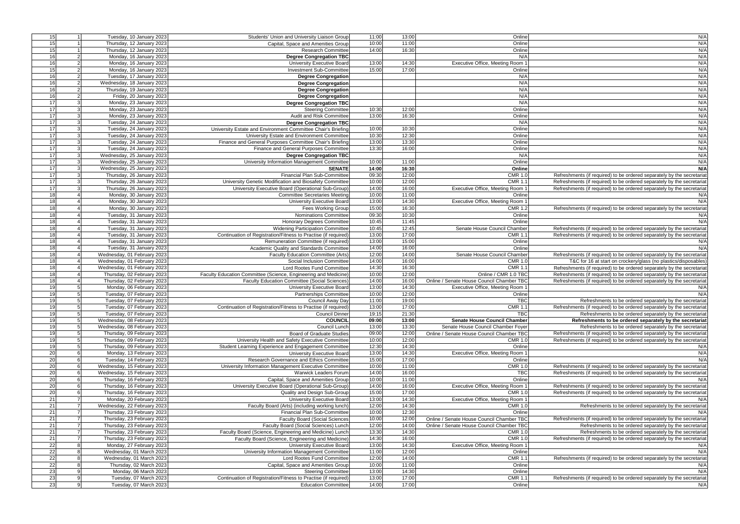| | | | | | | | |
|---|---|---|---|---|---|---|---|
| 15 | 1 | Tuesday, 10 January 2023 | Students' Union and University Liaison Group | 11:00 | 13:00 | Online | N/A |
| 15 | 1 | Thursday, 12 January 2023 | Capital, Space and Amenities Group | 10:00 | 11:00 | Online | N/A |
| 15 | 1 | Thursday, 12 January 2023 | Research Committee | 14:00 | 16:30 | Online | N/A |
| 16 | 2 | Monday, 16 January 2023 | **Degree Congregation TBC** | | | N/A | N/A |
| 16 | 2 | Monday, 16 January 2023 | University Executive Board | 13:00 | 14:30 | Executive Office, Meeting Room 1 | N/A |
| 15 | 2 | Monday, 16 January 2023 | Investment Sub-Committee | 15:00 | 17:00 | Online | N/A |
| 16 | 2 | Tuesday, 17 January 2023 | **Degree Congregation** | | | N/A | N/A |
| 16 | 2 | Wednesday, 18 January 2023 | **Degree Congregation** | | | N/A | N/A |
| 16 | 2 | Thursday, 19 January 2023 | **Degree Congregation** | | | N/A | N/A |
| 16 | 2 | Friday, 20 January 2023 | **Degree Congregation** | | | N/A | N/A |
| 17 | 3 | Monday, 23 January 2023 | **Degree Congregation TBC** | | | N/A | N/A |
| 17 | 3 | Monday, 23 January 2023 | Steering Committee | 10:30 | 12:00 | Online | N/A |
| 17 | 3 | Monday, 23 January 2023 | Audit and Risk Committee | 13:00 | 16:30 | Online | N/A |
| 17 | 3 | Tuesday, 24 January 2023 | **Degree Congregation TBC** | | | N/A | N/A |
| 17 | 3 | Tuesday, 24 January 2023 | University Estate and Environment Committee Chair's Briefing | 10:00 | 10:30 | Online | N/A |
| 17 | 3 | Tuesday, 24 January 2023 | University Estate and Environment Committee | 10:30 | 12:30 | Online | N/A |
| 17 | 3 | Tuesday, 24 January 2023 | Finance and General Purposes Committee Chair's Briefing | 13:00 | 13:30 | Online | N/A |
| 17 | 3 | Tuesday, 24 January 2023 | Finance and General Purposes Committee | 13:30 | 16:00 | Online | N/A |
| 17 | 3 | Wednesday, 25 January 2023 | **Degree Congregation TBC** | | | N/A | N/A |
| 17 | 3 | Wednesday, 25 January 2023 | University Information Management Committee | 10:00 | 11:00 | Online | N/A |
| 17 | 3 | Wednesday, 25 January 2023 | **SENATE** | **14:00** | **16:30** | **Online** | **N/A** |
| 17 | 3 | Thursday, 26 January 2023 | Financial Plan Sub-Committee | 09:30 | 12:00 | CMR 1.0 | Refreshments (if required) to be ordered separately by the secretariat |
| 17 | 3 | Thursday, 26 January 2023 | University Genetic Modification and Biosafety Committee | 10:00 | 12:00 | CMR 1.1 | Refreshments (if required) to be ordered separately by the secretariat |
| 17 | 3 | Thursday, 26 January 2023 | University Executive Board (Operational Sub-Group) | 14:00 | 16:00 | Executive Office, Meeting Room 1 | Refreshments (if required) to be ordered separately by the secretariat |
| 18 | 4 | Monday, 30 January 2023 | Committee Secretaries Meeting | 10:00 | 11:00 | Online | N/A |
| 18 | 4 | Monday, 30 January 2023 | University Executive Board | 13:00 | 14:30 | Executive Office, Meeting Room 1 | N/A |
| 18 | 4 | Monday, 30 January 2023 | Fees Working Group | 15:00 | 16:30 | CMR 1.2 | Refreshments (if required) to be ordered separately by the secretariat |
| 18 | 4 | Tuesday, 31 January 2023 | Nominations Committee | 09:30 | 10:30 | Online | N/A |
| 18 | 4 | Tuesday, 31 January 2023 | Honorary Degrees Committee | 10:45 | 11:45 | Online | N/A |
| 18 | 4 | Tuesday, 31 January 2023 | Widening Participation Committee | 10:45 | 12:45 | Senate House Council Chamber | Refreshments (if required) to be ordered separately by the secretariat |
| 18 | 4 | Tuesday, 31 January 2023 | Continuation of Registration/Fitness to Practise (if required) | 13:00 | 17:00 | CMR 1.1 | Refreshments (if required) to be ordered separately by the secretariat |
| 18 | 4 | Tuesday, 31 January 2023 | Remuneration Committee (if required) | 13:00 | 15:00 | Online | N/A |
| 18 | 4 | Tuesday, 31 January 2023 | Academic Quality and Standards Committee | 14:00 | 16:00 | Online | N/A |
| 18 | 4 | Wednesday, 01 February 2023 | Faculty Education Committee (Arts) | 12:00 | 14:00 | Senate House Council Chamber | Refreshments (if required) to be ordered separately by the secretariat |
| 18 | 4 | Wednesday, 01 February 2023 | Social Inclusion Committee | 14:00 | 16:00 | CMR 1.0 | T&C for 16 at start on crockery/glass (no plastics/disposables) |
| 18 | 4 | Wednesday, 01 February 2023 | Lord Rootes Fund Committee | 14:30 | 16:30 | CMR 1.1 | Refreshments (if required) to be ordered separately by the secretariat |
| 18 | 4 | Thursday, 02 February 2023 | Faculty Education Committee (Science, Engineering and Medicine) | 10:00 | 12:00 | Online / CMR 1.0 TBC | Refreshments (if required) to be ordered separately by the secretariat |
| 18 | 4 | Thursday, 02 February 2023 | Faculty Education Committee (Social Sciences) | 14:00 | 16:00 | Online / Senate House Council Chamber TBC | Refreshments (if required) to be ordered separately by the secretariat |
| 19 | 5 | Monday, 06 February 2023 | University Executive Board | 13:00 | 14:30 | Executive Office, Meeting Room 1 | N/A |
| 19 | 5 | Tuesday, 07 February 2023 | Partnerships Committee | 10:00 | 12:00 | Online | N/A |
| 19 | 5 | Tuesday, 07 February 2023 | Council Away Day | 11:00 | 19:00 | TBC | Refreshments to be ordered separately by the secretariat |
| 19 | 5 | Tuesday, 07 February 2023 | Continuation of Registration/Fitness to Practise (if required) | 13:00 | 17:00 | CMR 1.1 | Refreshments (if required) to be ordered separately by the secretariat |
| 19 | 5 | Tuesday, 07 February 2023 | Council Dinner | 19:15 | 21:30 | TBC | Refreshments to be ordered separately by the secretariat |
| 19 | 5 | Wednesday, 08 February 2023 | **COUNCIL** | **09:00** | **13:00** | **Senate House Council Chamber** | **Refreshments to be ordered separately by the secretariat** |
| 19 | 5 | Wednesday, 08 February 2023 | Council Lunch | 13:00 | 13:30 | Senate House Council Chamber Foyer | Refreshments to be ordered separately by the secretariat |
| 19 | 5 | Thursday, 09 February 2023 | Board of Graduate Studies | 09:00 | 12:00 | Online / Senate House Council Chamber TBC | Refreshments (if required) to be ordered separately by the secretariat |
| 19 | 5 | Thursday, 09 February 2023 | University Health and Safety Executive Committee | 10:00 | 12:00 | CMR 1.0 | Refreshments (if required) to be ordered separately by the secretariat |
| 19 | 5 | Thursday, 09 February 2023 | Student Learning Experience and Engagement Committee | 12:30 | 14:30 | Online | N/A |
| 20 | 6 | Monday, 13 February 2023 | University Executive Board | 13:00 | 14:30 | Executive Office, Meeting Room 1 | N/A |
| 20 | 6 | Tuesday, 14 February 2023 | Research Governance and Ethics Committee | 15:00 | 17:00 | Online | N/A |
| 20 | 6 | Wednesday, 15 February 2023 | University Information Management Executive Committee | 10:00 | 11:00 | CMR 1.0 | Refreshments (if required) to be ordered separately by the secretariat |
| 20 | 6 | Wednesday, 15 February 2023 | Warwick Leaders Forum | 14:00 | 16:00 | TBC | Refreshments (if required) to be ordered separately by the secretariat |
| 20 | 6 | Thursday, 16 February 2023 | Capital, Space and Amenities Group | 10:00 | 11:00 | Online | N/A |
| 20 | 6 | Thursday, 16 February 2023 | University Executive Board (Operational Sub-Group) | 14:00 | 16:00 | Executive Office, Meeting Room 1 | Refreshments (if required) to be ordered separately by the secretariat |
| 20 | 6 | Thursday, 16 February 2023 | Quality and Design Sub-Group | 15:00 | 17:00 | CMR 1.0 | Refreshments (if required) to be ordered separately by the secretariat |
| 21 | 7 | Monday, 20 February 2023 | University Executive Board | 13:00 | 14:30 | Executive Office, Meeting Room 1 | N/A |
| 21 | 7 | Wednesday, 22 February 2023 | Faculty Board (Arts) (including working lunch) | 12:00 | 14:30 | CMR 1.0 | Refreshments to be ordered separately by the secretariat |
| 21 | 7 | Thursday, 23 February 2023 | Financial Plan Sub-Committee | 10:00 | 12:30 | Online | N/A |
| 21 | 7 | Thursday, 23 February 2023 | Faculty Board (Social Sciences) | 10:00 | 12:00 | Online / Senate House Council Chamber TBC | Refreshments (if required) to be ordered separately by the secretariat |
| 21 | 7 | Thursday, 23 February 2023 | Faculty Board (Social Sciences) Lunch | 12:00 | 14:00 | Online / Senate House Council Chamber TBC | Refreshments to be ordered separately by the secretariat |
| 21 | 7 | Thursday, 23 February 2023 | Faculty Board (Science, Engineering and Medicine) Lunch | 13:30 | 14:30 | CMR 1.0 | Refreshments to be ordered separately by the secretariat |
| 21 | 7 | Thursday, 23 February 2023 | Faculty Board (Science, Engineering and Medicine) | 14:30 | 16:00 | CMR 1.0 | Refreshments (if required) to be ordered separately by the secretariat |
| 22 | 8 | Monday, 27 February 2023 | University Executive Board | 13:00 | 14:30 | Executive Office, Meeting Room 1 | N/A |
| 22 | 8 | Wednesday, 01 March 2023 | University Information Management Committee | 11:00 | 12:00 | Online | N/A |
| 22 | 8 | Wednesday, 01 March 2023 | Lord Rootes Fund Committee | 12:00 | 14:00 | CMR 1.1 | Refreshments (if required) to be ordered separately by the secretariat |
| 22 | 8 | Thursday, 02 March 2023 | Capital, Space and Amenities Group | 10:00 | 11:00 | Online | N/A |
| 23 | 9 | Monday, 06 March 2023 | Steering Committee | 13:00 | 14:30 | Online | N/A |
| 23 | 9 | Tuesday, 07 March 2023 | Continuation of Registration/Fitness to Practise (if required) | 13:00 | 17:00 | CMR 1.1 | Refreshments (if required) to be ordered separately by the secretariat |
| 23 | 9 | Tuesday, 07 March 2023 | Education Committee | 14:00 | 17:00 | Online | N/A |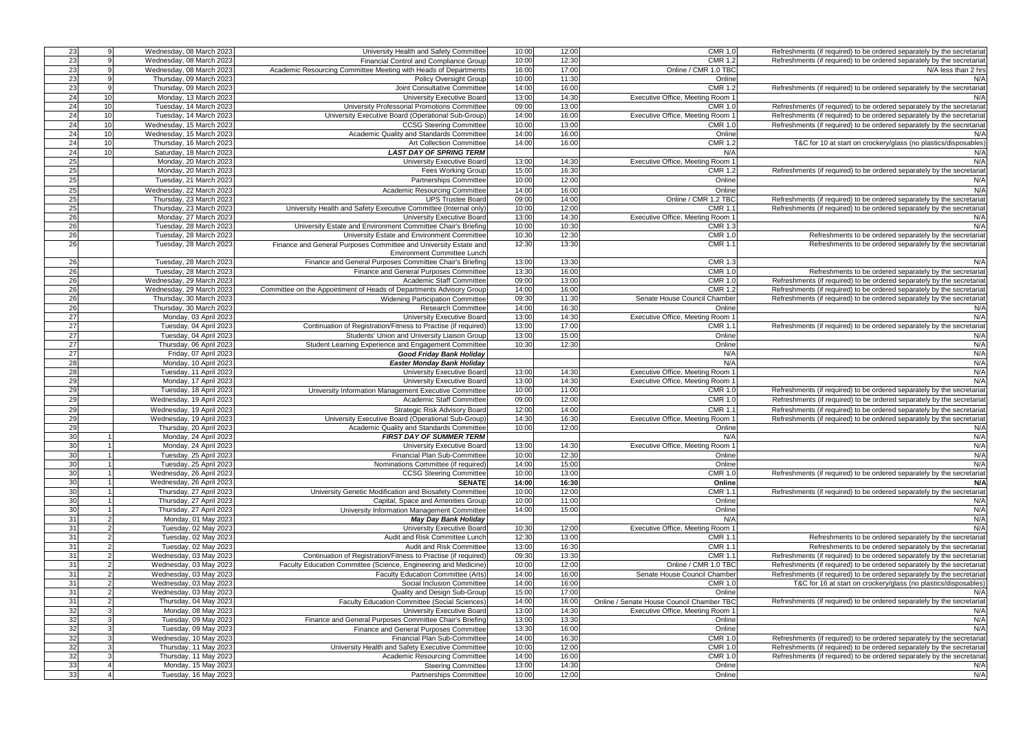|  |  |  |  |  |  |  |  |
|---|---|---|---|---|---|---|---|
| 23 | 9 | Wednesday, 08 March 2023 | University Health and Safety Committee | 10:00 | 12:00 | CMR 1.0 | Refreshments (if required) to be ordered separately by the secretariat |
| 23 | 9 | Wednesday, 08 March 2023 | Financial Control and Compliance Group | 10:00 | 12:30 | CMR 1.2 | Refreshments (if required) to be ordered separately by the secretariat |
| 23 | 9 | Wednesday, 08 March 2023 | Academic Resourcing Committee Meeting with Heads of Departments | 16:00 | 17:00 | Online / CMR 1.0 TBC | N/A less than 2 hrs |
| 23 | 9 | Thursday, 09 March 2023 | Policy Oversight Group | 10:00 | 11:30 | Online | N/A |
| 23 | 9 | Thursday, 09 March 2023 | Joint Consultative Committee | 14:00 | 16:00 | CMR 1.2 | Refreshments (if required) to be ordered separately by the secretariat |
| 24 | 10 | Monday, 13 March 2023 | University Executive Board | 13:00 | 14:30 | Executive Office, Meeting Room 1 | N/A |
| 24 | 10 | Tuesday, 14 March 2023 | University Professorial Promotions Committee | 09:00 | 13:00 | CMR 1.0 | Refreshments (if required) to be ordered separately by the secretariat |
| 24 | 10 | Tuesday, 14 March 2023 | University Executive Board (Operational Sub-Group) | 14:00 | 16:00 | Executive Office, Meeting Room 1 | Refreshments (if required) to be ordered separately by the secretariat |
| 24 | 10 | Wednesday, 15 March 2023 | CCSG Steering Committee | 10:00 | 13:00 | CMR 1.0 | Refreshments (if required) to be ordered separately by the secretariat |
| 24 | 10 | Wednesday, 15 March 2023 | Academic Quality and Standards Committee | 14:00 | 16:00 | Online | N/A |
| 24 | 10 | Thursday, 16 March 2023 | Art Collection Committee | 14:00 | 16:00 | CMR 1.2 | T&C for 10 at start on crockery/glass (no plastics/disposables) |
| 24 | 10 | Saturday, 18 March 2023 | ***LAST DAY OF SPRING TERM*** |  |  | N/A | N/A |
| 25 |  | Monday, 20 March 2023 | University Executive Board | 13:00 | 14:30 | Executive Office, Meeting Room 1 | N/A |
| 25 |  | Monday, 20 March 2023 | Fees Working Group | 15:00 | 16:30 | CMR 1.2 | Refreshments (if required) to be ordered separately by the secretariat |
| 25 |  | Tuesday, 21 March 2023 | Partnerships Committee | 10:00 | 12:00 | Online | N/A |
| 25 |  | Wednesday, 22 March 2023 | Academic Resourcing Committee | 14:00 | 16:00 | Online | N/A |
| 25 |  | Thursday, 23 March 2023 | UPS Trustee Board | 09:00 | 14:00 | Online / CMR 1.2 TBC | Refreshments (if required) to be ordered separately by the secretariat |
| 25 |  | Thursday, 23 March 2023 | University Health and Safety Executive Committee (Internal only) | 10:00 | 12:00 | CMR 1.1 | Refreshments (if required) to be ordered separately by the secretariat |
| 26 |  | Monday, 27 March 2023 | University Executive Board | 13:00 | 14:30 | Executive Office, Meeting Room 1 | N/A |
| 26 |  | Tuesday, 28 March 2023 | University Estate and Environment Committee Chair's Briefing | 10:00 | 10:30 | CMR 1.3 | N/A |
| 26 |  | Tuesday, 28 March 2023 | University Estate and Environment Committee | 10:30 | 12:30 | CMR 1.0 | Refreshments to be ordered separately by the secretariat |
| 26 |  | Tuesday, 28 March 2023 | Finance and General Purposes Committee and University Estate and Environment Committee Lunch | 12:30 | 13:30 | CMR 1.1 | Refreshments to be ordered separately by the secretariat |
| 26 |  | Tuesday, 28 March 2023 | Finance and General Purposes Committee Chair's Briefing | 13:00 | 13:30 | CMR 1.3 | N/A |
| 26 |  | Tuesday, 28 March 2023 | Finance and General Purposes Committee | 13:30 | 16:00 | CMR 1.0 | Refreshments to be ordered separately by the secretariat |
| 26 |  | Wednesday, 29 March 2023 | Academic Staff Committee | 09:00 | 13:00 | CMR 1.0 | Refreshments (if required) to be ordered separately by the secretariat |
| 26 |  | Wednesday, 29 March 2023 | Committee on the Appointment of Heads of Departments Advisory Group | 14:00 | 16:00 | CMR 1.2 | Refreshments (if required) to be ordered separately by the secretariat |
| 26 |  | Thursday, 30 March 2023 | Widening Participation Committee | 09:30 | 11:30 | Senate House Council Chamber | Refreshments (if required) to be ordered separately by the secretariat |
| 26 |  | Thursday, 30 March 2023 | Research Committee | 14:00 | 16:30 | Online | N/A |
| 27 |  | Monday, 03 April 2023 | University Executive Board | 13:00 | 14:30 | Executive Office, Meeting Room 1 | N/A |
| 27 |  | Tuesday, 04 April 2023 | Continuation of Registration/Fitness to Practise (if required) | 13:00 | 17:00 | CMR 1.1 | Refreshments (if required) to be ordered separately by the secretariat |
| 27 |  | Tuesday, 04 April 2023 | Students' Union and University Liaison Group | 13:00 | 15:00 | Online | N/A |
| 27 |  | Thursday, 06 April 2023 | Student Learning Experience and Engagement Committee | 10:30 | 12:30 | Online | N/A |
| 27 |  | Friday, 07 April 2023 | ***Good Friday Bank Holiday*** |  |  | N/A | N/A |
| 28 |  | Monday, 10 April 2023 | ***Easter Monday Bank Holiday*** |  |  | N/A | N/A |
| 28 |  | Tuesday, 11 April 2023 | University Executive Board | 13:00 | 14:30 | Executive Office, Meeting Room 1 | N/A |
| 29 |  | Monday, 17 April 2023 | University Executive Board | 13:00 | 14:30 | Executive Office, Meeting Room 1 | N/A |
| 29 |  | Tuesday, 18 April 2023 | University Information Management Executive Committee | 10:00 | 11:00 | CMR 1.0 | Refreshments (if required) to be ordered separately by the secretariat |
| 29 |  | Wednesday, 19 April 2023 | Academic Staff Committee | 09:00 | 12:00 | CMR 1.0 | Refreshments (if required) to be ordered separately by the secretariat |
| 29 |  | Wednesday, 19 April 2023 | Strategic Risk Advisory Board | 12:00 | 14:00 | CMR 1.1 | Refreshments (if required) to be ordered separately by the secretariat |
| 29 |  | Wednesday, 19 April 2023 | University Executive Board (Operational Sub-Group) | 14:30 | 16:30 | Executive Office, Meeting Room 1 | Refreshments (if required) to be ordered separately by the secretariat |
| 29 |  | Thursday, 20 April 2023 | Academic Quality and Standards Committee | 10:00 | 12:00 | Online | N/A |
| 30 | 1 | Monday, 24 April 2023 | ***FIRST DAY OF SUMMER TERM*** |  |  | N/A | N/A |
| 30 | 1 | Monday, 24 April 2023 | University Executive Board | 13:00 | 14:30 | Executive Office, Meeting Room 1 | N/A |
| 30 | 1 | Tuesday, 25 April 2023 | Financial Plan Sub-Committee | 10:00 | 12:30 | Online | N/A |
| 30 | 1 | Tuesday, 25 April 2023 | Nominations Committee (if required) | 14:00 | 15:00 | Online | N/A |
| 30 | 1 | Wednesday, 26 April 2023 | CCSG Steering Committee | 10:00 | 13:00 | CMR 1.0 | Refreshments (if required) to be ordered separately by the secretariat |
| 30 | 1 | Wednesday, 26 April 2023 | **SENATE** | **14:00** | **16:30** | **Online** | **N/A** |
| 30 | 1 | Thursday, 27 April 2023 | University Genetic Modification and Biosafety Committee | 10:00 | 12:00 | CMR 1.1 | Refreshments (if required) to be ordered separately by the secretariat |
| 30 | 1 | Thursday, 27 April 2023 | Capital, Space and Amenities Group | 10:00 | 11:00 | Online | N/A |
| 30 | 1 | Thursday, 27 April 2023 | University Information Management Committee | 14:00 | 15:00 | Online | N/A |
| 31 | 2 | Monday, 01 May 2023 | ***May Day Bank Holiday*** |  |  | N/A | N/A |
| 31 | 2 | Tuesday, 02 May 2023 | University Executive Board | 10:30 | 12:00 | Executive Office, Meeting Room 1 | N/A |
| 31 | 2 | Tuesday, 02 May 2023 | Audit and Risk Committee Lunch | 12:30 | 13:00 | CMR 1.1 | Refreshments to be ordered separately by the secretariat |
| 31 | 2 | Tuesday, 02 May 2023 | Audit and Risk Committee | 13:00 | 16:30 | CMR 1.1 | Refreshments to be ordered separately by the secretariat |
| 31 | 2 | Wednesday, 03 May 2023 | Continuation of Registration/Fitness to Practise (if required) | 09:30 | 13:30 | CMR 1.1 | Refreshments (if required) to be ordered separately by the secretariat |
| 31 | 2 | Wednesday, 03 May 2023 | Faculty Education Committee (Science, Engineering and Medicine) | 10:00 | 12:00 | Online / CMR 1.0 TBC | Refreshments (if required) to be ordered separately by the secretariat |
| 31 | 2 | Wednesday, 03 May 2023 | Faculty Education Committee (Arts) | 14:00 | 16:00 | Senate House Council Chamber | Refreshments (if required) to be ordered separately by the secretariat |
| 31 | 2 | Wednesday, 03 May 2023 | Social Inclusion Committee | 14:00 | 16:00 | CMR 1.0 | T&C for 16 at start on crockery/glass (no plastics/disposables) |
| 31 | 2 | Wednesday, 03 May 2023 | Quality and Design Sub-Group | 15:00 | 17:00 | Online | N/A |
| 31 | 2 | Thursday, 04 May 2023 | Faculty Education Committee (Social Sciences) | 14:00 | 16:00 | Online / Senate House Council Chamber TBC | Refreshments (if required) to be ordered separately by the secretariat |
| 32 | 3 | Monday, 08 May 2023 | University Executive Board | 13:00 | 14:30 | Executive Office, Meeting Room 1 | N/A |
| 32 | 3 | Tuesday, 09 May 2023 | Finance and General Purposes Committee Chair's Briefing | 13:00 | 13:30 | Online | N/A |
| 32 | 3 | Tuesday, 09 May 2023 | Finance and General Purposes Committee | 13:30 | 16:00 | Online | N/A |
| 32 | 3 | Wednesday, 10 May 2023 | Financial Plan Sub-Committee | 14:00 | 16:30 | CMR 1.0 | Refreshments (if required) to be ordered separately by the secretariat |
| 32 | 3 | Thursday, 11 May 2023 | University Health and Safety Executive Committee | 10:00 | 12:00 | CMR 1.0 | Refreshments (if required) to be ordered separately by the secretariat |
| 32 | 3 | Thursday, 11 May 2023 | Academic Resourcing Committee | 14:00 | 16:00 | CMR 1.0 | Refreshments (if required) to be ordered separately by the secretariat |
| 33 | 4 | Monday, 15 May 2023 | Steering Committee | 13:00 | 14:30 | Online | N/A |
| 33 | 4 | Tuesday, 16 May 2023 | Partnerships Committee | 10:00 | 12:00 | Online | N/A |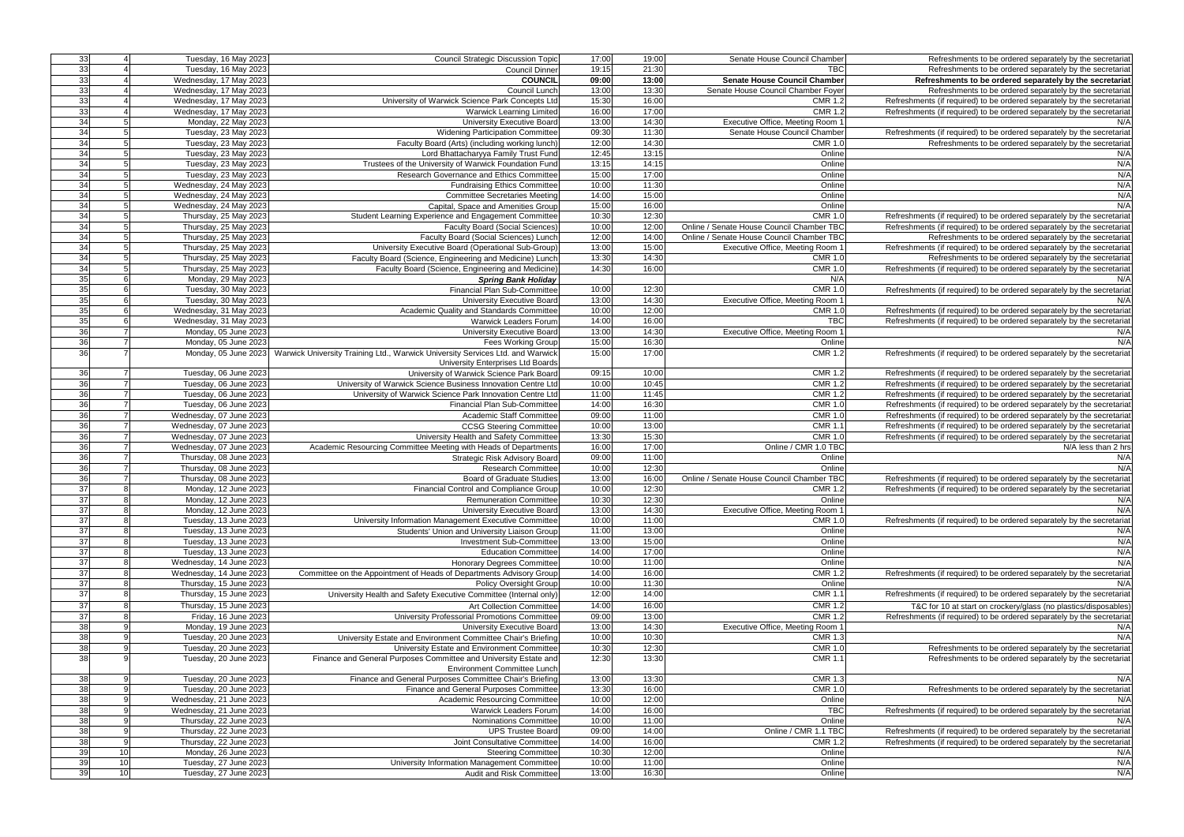| | | | | | | | |
|---|---|---|---|---|---|---|---|
| 33 | 4 | Tuesday, 16 May 2023 | Council Strategic Discussion Topic | 17:00 | 19:00 | Senate House Council Chamber | Refreshments to be ordered separately by the secretariat |
| 33 | 4 | Tuesday, 16 May 2023 | Council Dinner | 19:15 | 21:30 | TBC | Refreshments to be ordered separately by the secretariat |
| 33 | 4 | Wednesday, 17 May 2023 | **COUNCIL** | **09:00** | **13:00** | **Senate House Council Chamber** | **Refreshments to be ordered separately by the secretariat** |
| 33 | 4 | Wednesday, 17 May 2023 | Council Lunch | 13:00 | 13:30 | Senate House Council Chamber Foyer | Refreshments to be ordered separately by the secretariat |
| 33 | 4 | Wednesday, 17 May 2023 | University of Warwick Science Park Concepts Ltd | 15:30 | 16:00 | CMR 1.2 | Refreshments (if required) to be ordered separately by the secretariat |
| 33 | 4 | Wednesday, 17 May 2023 | Warwick Learning Limited | 16:00 | 17:00 | CMR 1.2 | Refreshments (if required) to be ordered separately by the secretariat |
| 34 | 5 | Monday, 22 May 2023 | University Executive Board | 13:00 | 14:30 | Executive Office, Meeting Room 1 | N/A |
| 34 | 5 | Tuesday, 23 May 2023 | Widening Participation Committee | 09:30 | 11:30 | Senate House Council Chamber | Refreshments (if required) to be ordered separately by the secretariat |
| 34 | 5 | Tuesday, 23 May 2023 | Faculty Board (Arts) (including working lunch) | 12:00 | 14:30 | CMR 1.0 | Refreshments to be ordered separately by the secretariat |
| 34 | 5 | Tuesday, 23 May 2023 | Lord Bhattacharyya Family Trust Fund | 12:45 | 13:15 | Online | N/A |
| 34 | 5 | Tuesday, 23 May 2023 | Trustees of the University of Warwick Foundation Fund | 13:15 | 14:15 | Online | N/A |
| 34 | 5 | Tuesday, 23 May 2023 | Research Governance and Ethics Committee | 15:00 | 17:00 | Online | N/A |
| 34 | 5 | Wednesday, 24 May 2023 | Fundraising Ethics Committee | 10:00 | 11:30 | Online | N/A |
| 34 | 5 | Wednesday, 24 May 2023 | Committee Secretaries Meeting | 14:00 | 15:00 | Online | N/A |
| 34 | 5 | Wednesday, 24 May 2023 | Capital, Space and Amenities Group | 15:00 | 16:00 | Online | N/A |
| 34 | 5 | Thursday, 25 May 2023 | Student Learning Experience and Engagement Committee | 10:30 | 12:30 | CMR 1.0 | Refreshments (if required) to be ordered separately by the secretariat |
| 34 | 5 | Thursday, 25 May 2023 | Faculty Board (Social Sciences) | 10:00 | 12:00 | Online / Senate House Council Chamber TBC | Refreshments (if required) to be ordered separately by the secretariat |
| 34 | 5 | Thursday, 25 May 2023 | Faculty Board (Social Sciences) Lunch | 12:00 | 14:00 | Online / Senate House Council Chamber TBC | Refreshments to be ordered separately by the secretariat |
| 34 | 5 | Thursday, 25 May 2023 | University Executive Board (Operational Sub-Group) | 13:00 | 15:00 | Executive Office, Meeting Room 1 | Refreshments (if required) to be ordered separately by the secretariat |
| 34 | 5 | Thursday, 25 May 2023 | Faculty Board (Science, Engineering and Medicine) Lunch | 13:30 | 14:30 | CMR 1.0 | Refreshments to be ordered separately by the secretariat |
| 34 | 5 | Thursday, 25 May 2023 | Faculty Board (Science, Engineering and Medicine) | 14:30 | 16:00 | CMR 1.0 | Refreshments (if required) to be ordered separately by the secretariat |
| 35 | 6 | Monday, 29 May 2023 | ***Spring Bank Holiday*** | | | N/A | N/A |
| 35 | 6 | Tuesday, 30 May 2023 | Financial Plan Sub-Committee | 10:00 | 12:30 | CMR 1.0 | Refreshments (if required) to be ordered separately by the secretariat |
| 35 | 6 | Tuesday, 30 May 2023 | University Executive Board | 13:00 | 14:30 | Executive Office, Meeting Room 1 | N/A |
| 35 | 6 | Wednesday, 31 May 2023 | Academic Quality and Standards Committee | 10:00 | 12:00 | CMR 1.0 | Refreshments (if required) to be ordered separately by the secretariat |
| 35 | 6 | Wednesday, 31 May 2023 | Warwick Leaders Forum | 14:00 | 16:00 | TBC | Refreshments (if required) to be ordered separately by the secretariat |
| 36 | 7 | Monday, 05 June 2023 | University Executive Board | 13:00 | 14:30 | Executive Office, Meeting Room 1 | N/A |
| 36 | 7 | Monday, 05 June 2023 | Fees Working Group | 15:00 | 16:30 | Online | N/A |
| 36 | 7 | Monday, 05 June 2023 | Warwick University Training Ltd., Warwick University Services Ltd. and Warwick University Enterprises Ltd Boards | 15:00 | 17:00 | CMR 1.2 | Refreshments (if required) to be ordered separately by the secretariat |
| 36 | 7 | Tuesday, 06 June 2023 | University of Warwick Science Park Board | 09:15 | 10:00 | CMR 1.2 | Refreshments (if required) to be ordered separately by the secretariat |
| 36 | 7 | Tuesday, 06 June 2023 | University of Warwick Science Business Innovation Centre Ltd | 10:00 | 10:45 | CMR 1.2 | Refreshments (if required) to be ordered separately by the secretariat |
| 36 | 7 | Tuesday, 06 June 2023 | University of Warwick Science Park Innovation Centre Ltd | 11:00 | 11:45 | CMR 1.2 | Refreshments (if required) to be ordered separately by the secretariat |
| 36 | 7 | Tuesday, 06 June 2023 | Financial Plan Sub-Committee | 14:00 | 16:30 | CMR 1.0 | Refreshments (if required) to be ordered separately by the secretariat |
| 36 | 7 | Wednesday, 07 June 2023 | Academic Staff Committee | 09:00 | 11:00 | CMR 1.0 | Refreshments (if required) to be ordered separately by the secretariat |
| 36 | 7 | Wednesday, 07 June 2023 | CCSG Steering Committee | 10:00 | 13:00 | CMR 1.1 | Refreshments (if required) to be ordered separately by the secretariat |
| 36 | 7 | Wednesday, 07 June 2023 | University Health and Safety Committee | 13:30 | 15:30 | CMR 1.0 | Refreshments (if required) to be ordered separately by the secretariat |
| 36 | 7 | Wednesday, 07 June 2023 | Academic Resourcing Committee Meeting with Heads of Departments | 16:00 | 17:00 | Online / CMR 1.0 TBC | N/A less than 2 hrs |
| 36 | 7 | Thursday, 08 June 2023 | Strategic Risk Advisory Board | 09:00 | 11:00 | Online | N/A |
| 36 | 7 | Thursday, 08 June 2023 | Research Committee | 10:00 | 12:30 | Online | N/A |
| 36 | 7 | Thursday, 08 June 2023 | Board of Graduate Studies | 13:00 | 16:00 | Online / Senate House Council Chamber TBC | Refreshments (if required) to be ordered separately by the secretariat |
| 37 | 8 | Monday, 12 June 2023 | Financial Control and Compliance Group | 10:00 | 12:00 | CMR 1.2 | Refreshments (if required) to be ordered separately by the secretariat |
| 37 | 8 | Monday, 12 June 2023 | Remuneration Committee | 10:30 | 12:30 | Online | N/A |
| 37 | 8 | Monday, 12 June 2023 | University Executive Board | 13:00 | 14:30 | Executive Office, Meeting Room 1 | N/A |
| 37 | 8 | Tuesday, 13 June 2023 | University Information Management Executive Committee | 10:00 | 11:00 | CMR 1.0 | Refreshments (if required) to be ordered separately by the secretariat |
| 37 | 8 | Tuesday, 13 June 2023 | Students' Union and University Liaison Group | 11:00 | 13:00 | Online | N/A |
| 37 | 8 | Tuesday, 13 June 2023 | Investment Sub-Committee | 13:00 | 15:00 | Online | N/A |
| 37 | 8 | Tuesday, 13 June 2023 | Education Committee | 14:00 | 17:00 | Online | N/A |
| 37 | 8 | Wednesday, 14 June 2023 | Honorary Degrees Committee | 10:00 | 11:00 | Online | N/A |
| 37 | 8 | Wednesday, 14 June 2023 | Committee on the Appointment of Heads of Departments Advisory Group | 14:00 | 16:00 | CMR 1.2 | Refreshments (if required) to be ordered separately by the secretariat |
| 37 | 8 | Thursday, 15 June 2023 | Policy Oversight Group | 10:00 | 11:30 | Online | N/A |
| 37 | 8 | Thursday, 15 June 2023 | University Health and Safety Executive Committee (Internal only) | 12:00 | 14:00 | CMR 1.1 | Refreshments (if required) to be ordered separately by the secretariat |
| 37 | 8 | Thursday, 15 June 2023 | Art Collection Committee | 14:00 | 16:00 | CMR 1.2 | T&C for 10 at start on crockery/glass (no plastics/disposables) |
| 37 | 8 | Friday, 16 June 2023 | University Professorial Promotions Committee | 09:00 | 13:00 | CMR 1.2 | Refreshments (if required) to be ordered separately by the secretariat |
| 38 | 9 | Monday, 19 June 2023 | University Executive Board | 13:00 | 14:30 | Executive Office, Meeting Room 1 | N/A |
| 38 | 9 | Tuesday, 20 June 2023 | University Estate and Environment Committee Chair's Briefing | 10:00 | 10:30 | CMR 1.3 | N/A |
| 38 | 9 | Tuesday, 20 June 2023 | University Estate and Environment Committee | 10:30 | 12:30 | CMR 1.0 | Refreshments to be ordered separately by the secretariat |
| 38 | 9 | Tuesday, 20 June 2023 | Finance and General Purposes Committee and University Estate and Environment Committee Lunch | 12:30 | 13:30 | CMR 1.1 | Refreshments to be ordered separately by the secretariat |
| 38 | 9 | Tuesday, 20 June 2023 | Finance and General Purposes Committee Chair's Briefing | 13:00 | 13:30 | CMR 1.3 | N/A |
| 38 | 9 | Tuesday, 20 June 2023 | Finance and General Purposes Committee | 13:30 | 16:00 | CMR 1.0 | Refreshments to be ordered separately by the secretariat |
| 38 | 9 | Wednesday, 21 June 2023 | Academic Resourcing Committee | 10:00 | 12:00 | Online | N/A |
| 38 | 9 | Wednesday, 21 June 2023 | Warwick Leaders Forum | 14:00 | 16:00 | TBC | Refreshments (if required) to be ordered separately by the secretariat |
| 38 | 9 | Thursday, 22 June 2023 | Nominations Committee | 10:00 | 11:00 | Online | N/A |
| 38 | 9 | Thursday, 22 June 2023 | UPS Trustee Board | 09:00 | 14:00 | Online / CMR 1.1 TBC | Refreshments (if required) to be ordered separately by the secretariat |
| 38 | 9 | Thursday, 22 June 2023 | Joint Consultative Committee | 14:00 | 16:00 | CMR 1.2 | Refreshments (if required) to be ordered separately by the secretariat |
| 39 | 10 | Monday, 26 June 2023 | Steering Committee | 10:30 | 12:00 | Online | N/A |
| 39 | 10 | Tuesday, 27 June 2023 | University Information Management Committee | 10:00 | 11:00 | Online | N/A |
| 39 | 10 | Tuesday, 27 June 2023 | Audit and Risk Committee | 13:00 | 16:30 | Online | N/A |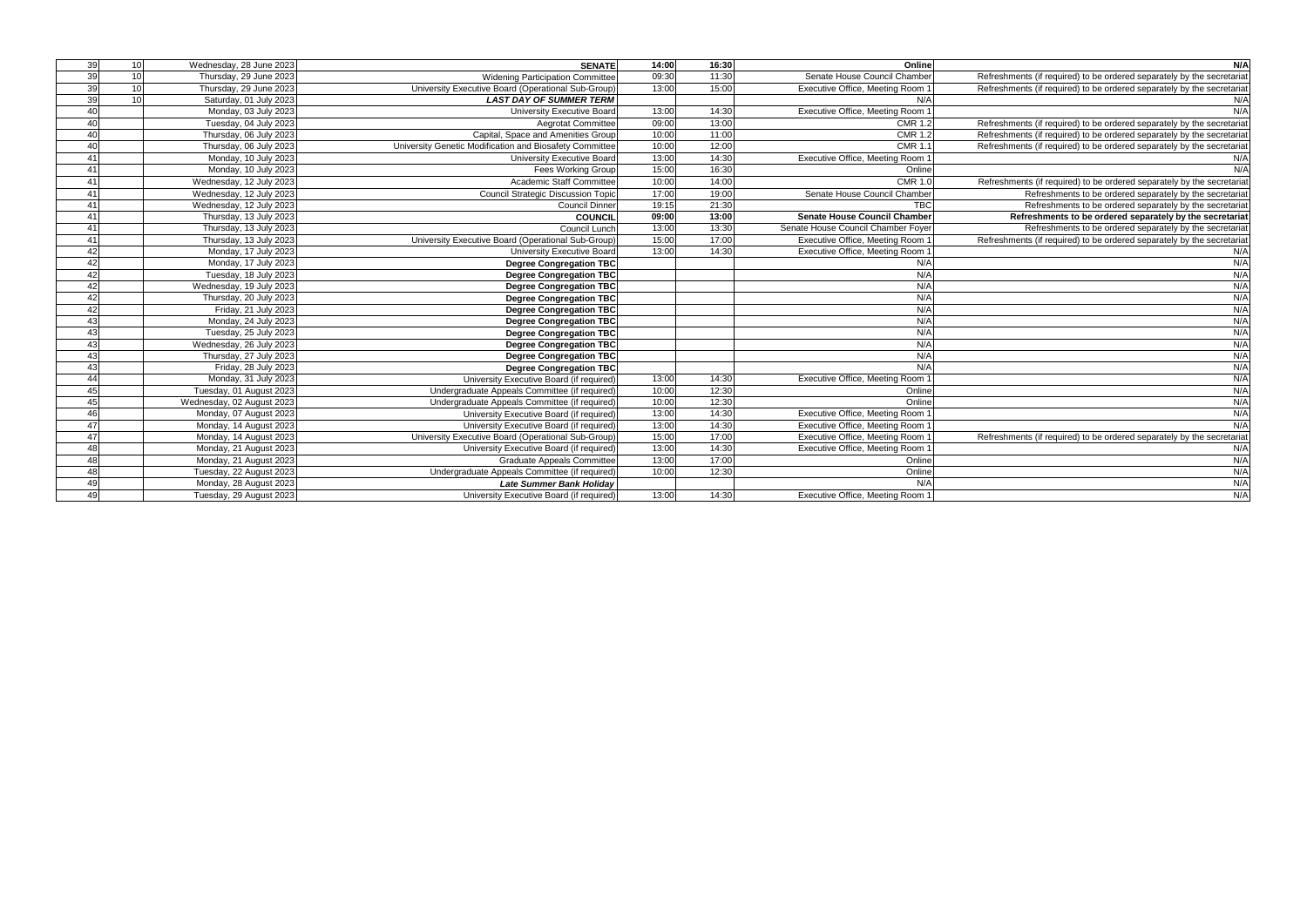| | | | | | | | |
|---|---|---|---|---|---|---|---|
| 39 | 10 | Wednesday, 28 June 2023 | **SENATE** | **14:00** | **16:30** | **Online** | **N/A** |
| 39 | 10 | Thursday, 29 June 2023 | Widening Participation Committee | 09:30 | 11:30 | Senate House Council Chamber | Refreshments (if required) to be ordered separately by the secretariat |
| 39 | 10 | Thursday, 29 June 2023 | University Executive Board (Operational Sub-Group) | 13:00 | 15:00 | Executive Office, Meeting Room 1 | Refreshments (if required) to be ordered separately by the secretariat |
| 39 | 10 | Saturday, 01 July 2023 | ***LAST DAY OF SUMMER TERM*** | | | N/A | N/A |
| 40 | | Monday, 03 July 2023 | University Executive Board | 13:00 | 14:30 | Executive Office, Meeting Room 1 | N/A |
| 40 | | Tuesday, 04 July 2023 | Aegrotat Committee | 09:00 | 13:00 | CMR 1.2 | Refreshments (if required) to be ordered separately by the secretariat |
| 40 | | Thursday, 06 July 2023 | Capital, Space and Amenities Group | 10:00 | 11:00 | CMR 1.2 | Refreshments (if required) to be ordered separately by the secretariat |
| 40 | | Thursday, 06 July 2023 | University Genetic Modification and Biosafety Committee | 10:00 | 12:00 | CMR 1.1 | Refreshments (if required) to be ordered separately by the secretariat |
| 41 | | Monday, 10 July 2023 | University Executive Board | 13:00 | 14:30 | Executive Office, Meeting Room 1 | N/A |
| 41 | | Monday, 10 July 2023 | Fees Working Group | 15:00 | 16:30 | Online | N/A |
| 41 | | Wednesday, 12 July 2023 | Academic Staff Committee | 10:00 | 14:00 | CMR 1.0 | Refreshments (if required) to be ordered separately by the secretariat |
| 41 | | Wednesday, 12 July 2023 | Council Strategic Discussion Topic | 17:00 | 19:00 | Senate House Council Chamber | Refreshments to be ordered separately by the secretariat |
| 41 | | Wednesday, 12 July 2023 | Council Dinner | 19:15 | 21:30 | TBC | Refreshments to be ordered separately by the secretariat |
| 41 | | Thursday, 13 July 2023 | **COUNCIL** | **09:00** | **13:00** | **Senate House Council Chamber** | **Refreshments to be ordered separately by the secretariat** |
| 41 | | Thursday, 13 July 2023 | Council Lunch | 13:00 | 13:30 | Senate House Council Chamber Foyer | Refreshments to be ordered separately by the secretariat |
| 41 | | Thursday, 13 July 2023 | University Executive Board (Operational Sub-Group) | 15:00 | 17:00 | Executive Office, Meeting Room 1 | Refreshments (if required) to be ordered separately by the secretariat |
| 42 | | Monday, 17 July 2023 | University Executive Board | 13:00 | 14:30 | Executive Office, Meeting Room 1 | N/A |
| 42 | | Monday, 17 July 2023 | **Degree Congregation TBC** | | | N/A | N/A |
| 42 | | Tuesday, 18 July 2023 | **Degree Congregation TBC** | | | N/A | N/A |
| 42 | | Wednesday, 19 July 2023 | **Degree Congregation TBC** | | | N/A | N/A |
| 42 | | Thursday, 20 July 2023 | **Degree Congregation TBC** | | | N/A | N/A |
| 42 | | Friday, 21 July 2023 | **Degree Congregation TBC** | | | N/A | N/A |
| 43 | | Monday, 24 July 2023 | **Degree Congregation TBC** | | | N/A | N/A |
| 43 | | Tuesday, 25 July 2023 | **Degree Congregation TBC** | | | N/A | N/A |
| 43 | | Wednesday, 26 July 2023 | **Degree Congregation TBC** | | | N/A | N/A |
| 43 | | Thursday, 27 July 2023 | **Degree Congregation TBC** | | | N/A | N/A |
| 43 | | Friday, 28 July 2023 | **Degree Congregation TBC** | | | N/A | N/A |
| 44 | | Monday, 31 July 2023 | University Executive Board (if required) | 13:00 | 14:30 | Executive Office, Meeting Room 1 | N/A |
| 45 | | Tuesday, 01 August 2023 | Undergraduate Appeals Committee (if required) | 10:00 | 12:30 | Online | N/A |
| 45 | | Wednesday, 02 August 2023 | Undergraduate Appeals Committee (if required) | 10:00 | 12:30 | Online | N/A |
| 46 | | Monday, 07 August 2023 | University Executive Board (if required) | 13:00 | 14:30 | Executive Office, Meeting Room 1 | N/A |
| 47 | | Monday, 14 August 2023 | University Executive Board (if required) | 13:00 | 14:30 | Executive Office, Meeting Room 1 | N/A |
| 47 | | Monday, 14 August 2023 | University Executive Board (Operational Sub-Group) | 15:00 | 17:00 | Executive Office, Meeting Room 1 | Refreshments (if required) to be ordered separately by the secretariat |
| 48 | | Monday, 21 August 2023 | University Executive Board (if required) | 13:00 | 14:30 | Executive Office, Meeting Room 1 | N/A |
| 48 | | Monday, 21 August 2023 | Graduate Appeals Committee | 13:00 | 17:00 | Online | N/A |
| 48 | | Tuesday, 22 August 2023 | Undergraduate Appeals Committee (if required) | 10:00 | 12:30 | Online | N/A |
| 49 | | Monday, 28 August 2023 | ***Late Summer Bank Holiday*** | | | N/A | N/A |
| 49 | | Tuesday, 29 August 2023 | University Executive Board (if required) | 13:00 | 14:30 | Executive Office, Meeting Room 1 | N/A |